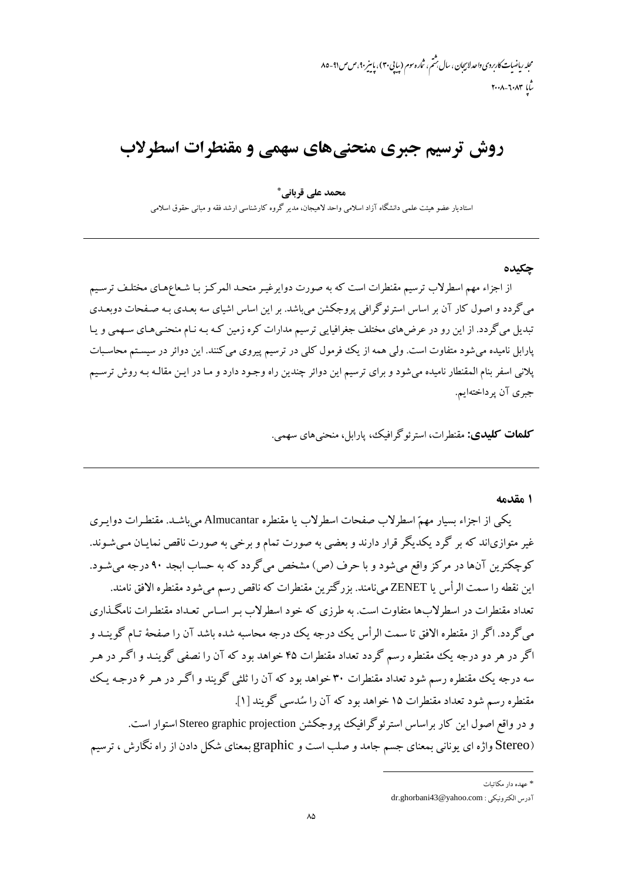# روش ترسیم جبری منحنی‌های سهمی و مقنطرات اسطرلاب

**محمد علی قربانی***

استادیار عضو هیئت علمی دانشگاه آزاد اسلامی واحد لاهیجان، مدیر گروه کارشناسی ارشد فقه و مبانی حقوق اسلامی

---

## چکیده

از اجزاء مهم اسطرلاب ترسیم مقنطرات است که به صورت دوایرغیر متحد المرکز با شعاع‌های مختلف ترسیم می‌گردد و اصول کار آن بر اساس استرئوگرافی پروجکشن می‌باشد. بر این اساس اشیای سه بعدی به صفحات دوبعدی تبدیل می‌گردد. از این رو در عرض‌های مختلف جغرافیایی ترسیم مدارات کره زمین که به نام منحنی‌های سهمی و یا پارابل نامیده می‌شود متفاوت است. ولی همه از یک فرمول کلی در ترسیم پیروی می‌کنند. این دوائر در سیستم محاسبات پلانی اسفر بنام المقنطار نامیده می‌شود و برای ترسیم این دوائر چندین راه وجود دارد و ما در این مقاله به روش ترسیم جبری آن پرداخته‌ایم.

**کلمات کلیدی:** مقنطرات، استرئوگرافیک، پارابل، منحنی‌های سهمی.

---

## ۱ مقدمه

یکی از اجزاء بسیار مهمّ اسطرلاب صفحات اسطرلاب یا مقنطره Almucantar می‌باشد. مقنطرات دوایری غیر متوازی‌اند که بر گرد یکدیگر قرار دارند و بعضی به صورت تمام و برخی به صورت ناقص نمایان می‌شوند. کوچکترین آن‌ها در مرکز واقع می‌شود و با حرف (ص) مشخص می‌گردد که به حساب ابجد ۹۰ درجه می‌شود. این نقطه را سمت الرأس یا ZENET می‌نامند. بزرگترین مقنطرات که ناقص رسم می‌شود مقنطره الافق نامند.

تعداد مقنطرات در اسطرلاب‌ها متفاوت است. به طرزی که خود اسطرلاب بر اساس تعداد مقنطرات نامگذاری می‌گردد. اگر از مقنطره الافق تا سمت الرأس یک درجه یک درجه محاسبه شده باشد آن را صفحهٔ تام گویند و اگر در هر دو درجه یک مقنطره رسم گردد تعداد مقنطرات ۴۵ خواهد بود که آن را نصفی گویند و اگر در هر سه درجه یک مقنطره رسم شود تعداد مقنطرات ۳۰ خواهد بود که آن را ثلثی گویند و اگر در هر ۶ درجه یک مقنطره رسم شود تعداد مقنطرات ۱۵ خواهد بود که آن را سُدسی گویند [۱].

و در واقع اصول این کار براساس استرئوگرافیک پروجکشن Stereo graphic projection استوار است. (Stereo واژه ای یونانی بمعنای جسم جامد و صلب است و graphic بمعنای شکل دادن از راه نگارش ، ترسیم

---

* عهده دار مکاتبات

آدرس الکترونیکی : dr.ghorbani43@yahoo.com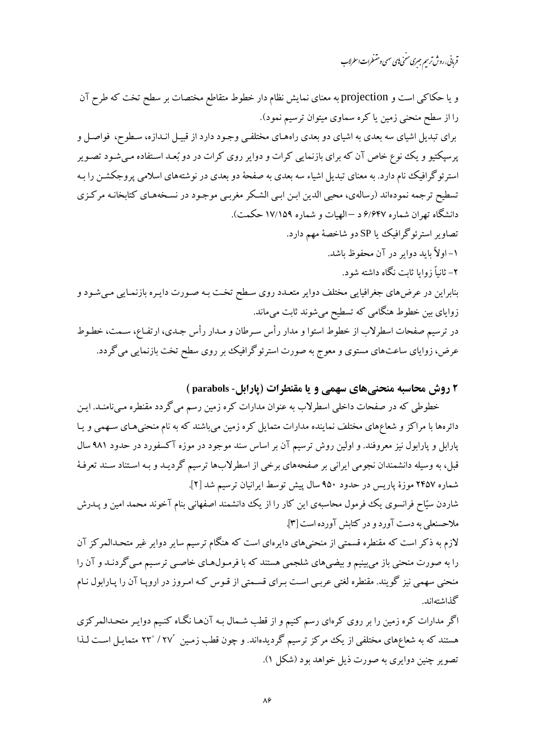و یا حکاکی است و projection به معنای نمایش نظام دار خطوط متقاطع مختصات بر سطح تخت که طرح آن را از سطح منحنی زمین یا کره سماوی میتوان ترسیم نمود).

برای تبدیل اشیای سه بعدی به اشیای دو بعدی راه‌های مختلفی وجود دارد از قبیل اندازه، سطوح، فواصل و پرسپکتیو و یک نوع خاص آن که برای بازنمایی کرات و دوایر روی کرات در دو بُعد استفاده می‌شود تصویر استرئوگرافیک نام دارد. به معنای تبدیل اشیاء سه بعدی به صفحهٔ دو بعدی در نوشته‌های اسلامی پروجکشن را به تسطیح ترجمه نموده‌اند (رساله‌ی، محیی الدین ابن ابی الشکر مغربی موجود در نسخه‌های کتابخانه مرکزی دانشگاه تهران شماره ۶/۶۴۷ د — الهیات و شماره ۱۷/۱۵۹ حکمت).

تصاویر استرئوگرافیک یا SP دو شاخصهٔ مهم دارد.

۱- اولاً باید دوایر در آن محفوظ باشد.

۲- ثانیاً زوایا ثابت نگاه داشته شود.

بنابراین در عرض‌های جغرافیایی مختلف دوایر متعدد روی سطح تخت به صورت دایره بازنمایی می‌شود و زوایای بین خطوط هنگامی که تسطیح می‌شوند ثابت می‌ماند.

در ترسیم صفحات اسطرلاب از خطوط استوا و مدار رأس سرطان و مدار رأس جدی، ارتفاع، سمت، خطوط عرض، زوایای ساعت‌های مستوی و معوج به صورت استرئوگرافیک بر روی سطح تخت بازنمایی می گردد.

## ۲ روش محاسبه منحنی‌های سهمی و یا مقنطرات (پارابل- parabols)

خطوطی که در صفحات داخلی اسطرلاب به عنوان مدارات کره زمین رسم می‌گردد مقنطره می‌نامند. این دائره‌ها با مراکز و شعاع‌های مختلف نماینده مدارات متمایل کره زمین می‌باشند که به نام منحنی‌های سهمی و یا پارابل و پارابول نیز معروفند. و اولین روش ترسیم آن بر اساس سند موجود در موزه آکسفورد در حدود ۹۸۱ سال قبل، به وسیله دانشمندان نجومی ایرانی بر صفحه‌های برخی از اسطرلاب‌ها ترسیم گردید و به استناد سند تعرفهٔ شماره ۲۴۵۷ موزهٔ پاریس در حدود ۹۵۰ سال پیش توسط ایرانیان ترسیم شد [۲].

شاردن سیّاح فرانسوی یک فرمول محاسبه‌ی این کار را از یک دانشمند اصفهانی بنام آخوند محمد امین و پدرش ملاحسنعلی به دست آورد و در کتابش آورده است [۳].

لازم به ذکر است که مقنطره قسمتی از منحنی‌های دایره‌ای است که هنگام ترسیم سایر دوایر غیر متحدالمرکز آن را به صورت منحنی باز می‌بینیم و بیضی‌های شلجمی هستند که با فرمول‌های خاصی ترسیم می‌گردند و آن را منحنی سهمی نیز گویند. مقنطره لغتی عربی است برای قسمتی از قوس که امروز در اروپا آن را پارابول نام گذاشته‌اند.

اگر مدارات کره زمین را بر روی کره‌ای رسم کنیم و از قطب شمال به آنها نگاه کنیم دوایر متحدالمرکزی هستند که به شعاع‌های مختلفی از یک مرکز ترسیم گردیده‌اند. و چون قطب زمین $23^{\circ}/27'$ متمایل است لذا تصویر چنین دوایری به صورت ذیل خواهد بود (شکل ۱).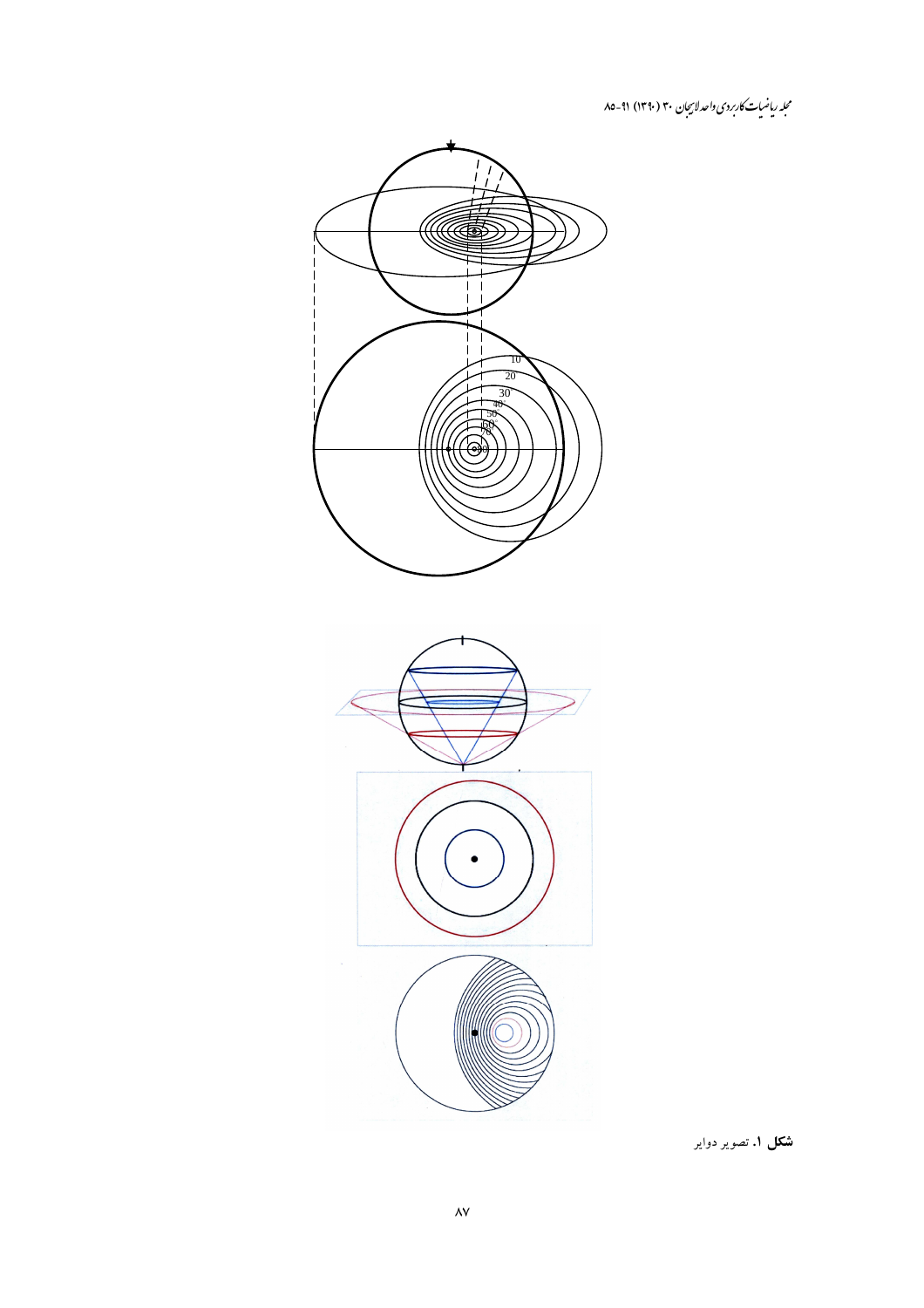**شکل ۱.** تصویر دوایر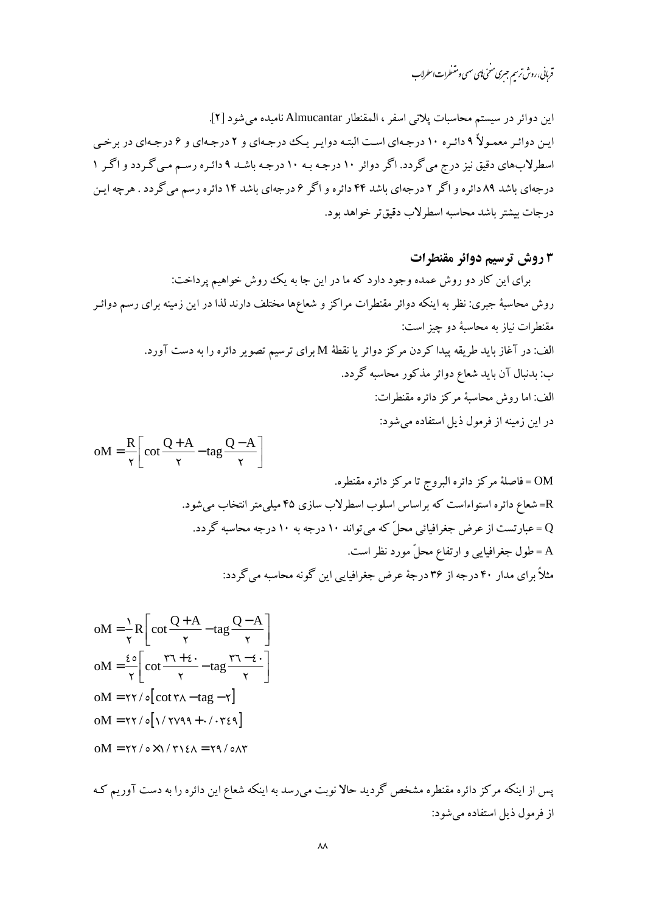این دوائر در سیستم محاسبات پلانی اسفر ، المقنطار Almucantar نامیده می‌شود [۲].
این دوائر معمولاً ۹ دائره ۱۰ درجه‌ای است البته دوایر یک درجه‌ای و ۲ درجه‌ای و ۶ درجه‌ای در برخی اسطرلاب‌های دقیق نیز درج می‌گردد. اگر دوائر ۱۰ درجه به ۱۰ درجه باشد ۹ دائره رسم می‌گردد و اگر ۱ درجه‌ای باشد ۸۹ دائره و اگر ۲ درجه‌ای باشد ۴۴ دائره و اگر ۶ درجه‌ای باشد ۱۴ دائره رسم می‌گردد . هرچه این درجات بیشتر باشد محاسبه اسطرلاب دقیق‌تر خواهد بود.

## ۳ روش ترسیم دوائر مقنطرات

برای این کار دو روش عمده وجود دارد که ما در این جا به یک روش خواهیم پرداخت:
روش محاسبهٔ جبری: نظر به اینکه دوائر مقنطرات مراکز و شعاع‌ها مختلف دارند لذا در این زمینه برای رسم دوائر مقنطرات نیاز به محاسبهٔ دو چیز است:

الف: در آغاز باید طریقه پیدا کردن مرکز دوائر یا نقطهٔ M برای ترسیم تصویر دائره را به دست آورد.

ب: بدنبال آن باید شعاع دوائر مذکور محاسبه گردد.

الف: اما روش محاسبهٔ مرکز دائره مقنطرات:

در این زمینه از فرمول ذیل استفاده می‌شود:

$$oM = \frac{R}{۲}\left[\cot\frac{Q+A}{۲} - \text{tag}\frac{Q-A}{۲}\right]$$

OM = فاصلهٔ مرکز دائره البروج تا مرکز دائره مقنطره.

R= شعاع دائره استواءاست که براساس اسلوب اسطرلاب سازی ۴۵ میلی‌متر انتخاب می‌شود.

Q = عبارتست از عرض جغرافیائی محلّ که می‌تواند ۱۰ درجه به ۱۰ درجه محاسبه گردد.

A = طول جغرافیایی و ارتفاع محلّ مورد نظر است.

مثلاً برای مدار ۴۰ درجه از ۳۶ درجهٔ عرض جغرافیایی این گونه محاسبه می‌گردد:

$$oM = \frac{۱}{۲}R\left[\cot\frac{Q+A}{۲} - \text{tag}\frac{Q-A}{۲}\right]$$

$$oM = \frac{۴۵}{۲}\left[\cot\frac{۳۶+۴۰}{۲} - \text{tag}\frac{۳۶-۴۰}{۲}\right]$$

$$oM = ۲۲/۵\left[\cot ۳۸ - \text{tag} -۲\right]$$

$$oM = ۲۲/۵\left[۱/۲۷۹۹ + ۰/۰۳۴۹\right]$$

$$oM = ۲۲/۵ \times ۱/۳۱۴۸ = ۲۹/۵۸۳$$

پس از اینکه مرکز دائره مقنطره مشخص گردید حالا نوبت می‌رسد به اینکه شعاع این دائره را به دست آوریم که از فرمول ذیل استفاده می‌شود: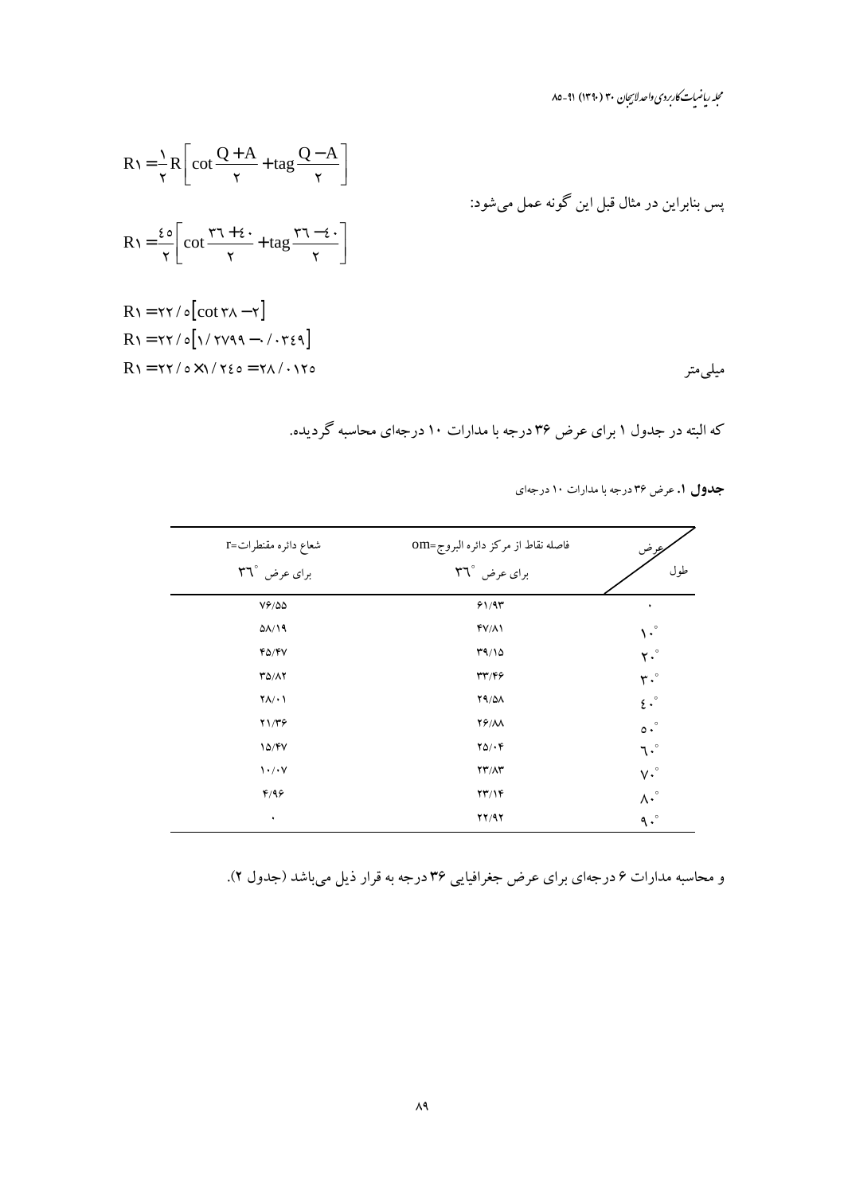$$R_1 = \frac{1}{2} R \left[ \cot \frac{Q + A}{2} + \operatorname{tag} \frac{Q - A}{2} \right]$$

پس بنابراین در مثال قبل این گونه عمل می‌شود:

$$R_1 = \frac{45}{2} \left[ \cot \frac{36 + 40}{2} + \operatorname{tag} \frac{36 - 40}{2} \right]$$

$$R_1 = 22/5 \left[ \cot 38 - 2 \right]$$

$$R_1 = 22/5 \left[ 1/2799 - 0/0349 \right]$$

$$R_1 = 22/5 \times 1/245 = 28/0125$$

میلی‌متر

که البته در جدول ۱ برای عرض ۳۶ درجه با مدارات ۱۰ درجه‌ای محاسبه گردیده.

**جدول ۱.** عرض ۳۶ درجه با مدارات ۱۰ درجه‌ای

| طول / عرض | فاصله نقاط از مرکز دائره البروج=om برای عرض °۳۶ | شعاع دائره مقنطرات=r برای عرض °۳۶ |
|---|---|---|
| ۰ | ۶۱/۹۳ | ۷۶/۵۵ |
| °۱۰ | ۴۷/۸۱ | ۵۸/۱۹ |
| °۲۰ | ۳۹/۱۵ | ۴۵/۴۷ |
| °۳۰ | ۳۳/۴۶ | ۳۵/۸۲ |
| °۴۰ | ۲۹/۵۸ | ۲۸/۰۱ |
| °۵۰ | ۲۶/۸۸ | ۲۱/۳۶ |
| °۶۰ | ۲۵/۰۴ | ۱۵/۴۷ |
| °۷۰ | ۲۳/۸۳ | ۱۰/۰۷ |
| °۸۰ | ۲۳/۱۴ | ۴/۹۶ |
| °۹۰ | ۲۲/۹۲ | ۰ |

و محاسبه مدارات ۶ درجه‌ای برای عرض جغرافیایی ۳۶ درجه به قرار ذیل می‌باشد (جدول ۲).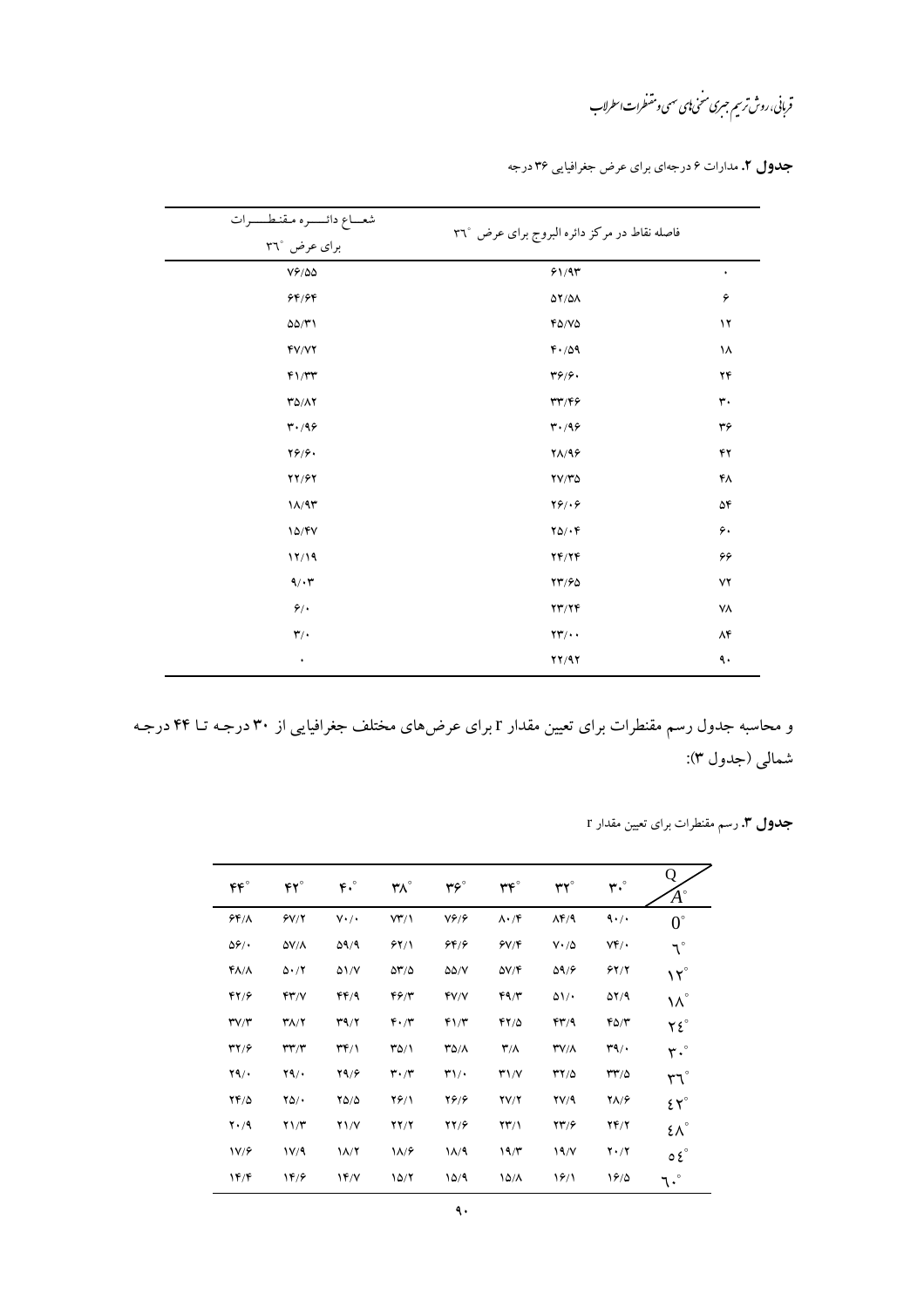**جدول ۲.** مدارات ۶ درجه‌ای برای عرض جغرافیایی ۳۶ درجه

| | فاصله نقاط در مرکز دائره البروج برای عرض °۳٦ | شعـاع دائـره مقنطـرات برای عرض °۳٦ |
|---|---|---|
| ۰ | ۶۱/۹۳ | ۷۶/۵۵ |
| ۶ | ۵۲/۵۸ | ۶۴/۶۴ |
| ۱۲ | ۴۵/۷۵ | ۵۵/۳۱ |
| ۱۸ | ۴۰/۵۹ | ۴۷/۷۲ |
| ۲۴ | ۳۶/۶۰ | ۴۱/۳۳ |
| ۳۰ | ۳۳/۴۶ | ۳۵/۸۲ |
| ۳۶ | ۳۰/۹۶ | ۳۰/۹۶ |
| ۴۲ | ۲۸/۹۶ | ۲۶/۶۰ |
| ۴۸ | ۲۷/۳۵ | ۲۲/۶۲ |
| ۵۴ | ۲۶/۰۶ | ۱۸/۹۳ |
| ۶۰ | ۲۵/۰۴ | ۱۵/۴۷ |
| ۶۶ | ۲۴/۲۴ | ۱۲/۱۹ |
| ۷۲ | ۲۳/۶۵ | ۹/۰۳ |
| ۷۸ | ۲۳/۲۴ | ۶/۰ |
| ۸۴ | ۲۳/۰۰ | ۳/۰ |
| ۹۰ | ۲۲/۹۲ | ۰ |

و محاسبه جدول رسم مقنطرات برای تعیین مقدار r برای عرض‌های مختلف جغرافیایی از ۳۰ درجه تا ۴۴ درجه شمالی (جدول ۳):

**جدول ۳.** رسم مقنطرات برای تعیین مقدار r

| Q / $A^\circ$ | °۳۰ | °۳۲ | °۳۴ | °۳۶ | °۳۸ | °۴۰ | °۴۲ | °۴۴ |
|---|---|---|---|---|---|---|---|---|
| $0^\circ$ | ۹۰/۰ | ۸۴/۹ | ۸۰/۴ | ۷۶/۶ | ۷۳/۱ | ۷۰/۰ | ۶۷/۲ | ۶۴/۸ |
| °٦ | ۷۴/۰ | ۷۰/۵ | ۶۷/۴ | ۶۴/۶ | ۶۲/۱ | ۵۹/۹ | ۵۷/۸ | ۵۶/۰ |
| °۱۲ | ۶۲/۲ | ۵۹/۶ | ۵۷/۴ | ۵۵/۷ | ۵۳/۵ | ۵۱/۷ | ۵۰/۲ | ۴۸/۸ |
| °۱۸ | ۵۲/۹ | ۵۱/۰ | ۴۹/۳ | ۴۷/۷ | ۴۶/۳ | ۴۴/۹ | ۴۳/۷ | ۴۲/۶ |
| °۲٤ | ۴۵/۳ | ۴۳/۹ | ۴۲/۵ | ۴۱/۳ | ۴۰/۳ | ۳۹/۲ | ۳۸/۲ | ۳۷/۳ |
| °۳۰ | ۳۹/۰ | ۳۷/۸ | ۳/۸ | ۳۵/۸ | ۳۵/۱ | ۳۴/۱ | ۳۳/۳ | ۳۲/۶ |
| °۳٦ | ۳۳/۵ | ۳۲/۵ | ۳۱/۷ | ۳۱/۰ | ۳۰/۳ | ۲۹/۶ | ۲۹/۰ | ۲۹/۰ |
| °٤۲ | ۲۸/۶ | ۲۷/۹ | ۲۷/۲ | ۲۶/۶ | ۲۶/۱ | ۲۵/۵ | ۲۵/۰ | ۲۴/۵ |
| °٤۸ | ۲۴/۲ | ۲۳/۶ | ۲۳/۱ | ۲۲/۶ | ۲۲/۲ | ۲۱/۷ | ۲۱/۳ | ۲۰/۹ |
| °٥٤ | ۲۰/۲ | ۱۹/۷ | ۱۹/۳ | ۱۸/۹ | ۱۸/۶ | ۱۸/۲ | ۱۷/۹ | ۱۷/۶ |
| °٦۰ | ۱۶/۵ | ۱۶/۱ | ۱۵/۸ | ۱۵/۹ | ۱۵/۲ | ۱۴/۷ | ۱۴/۶ | ۱۴/۴ |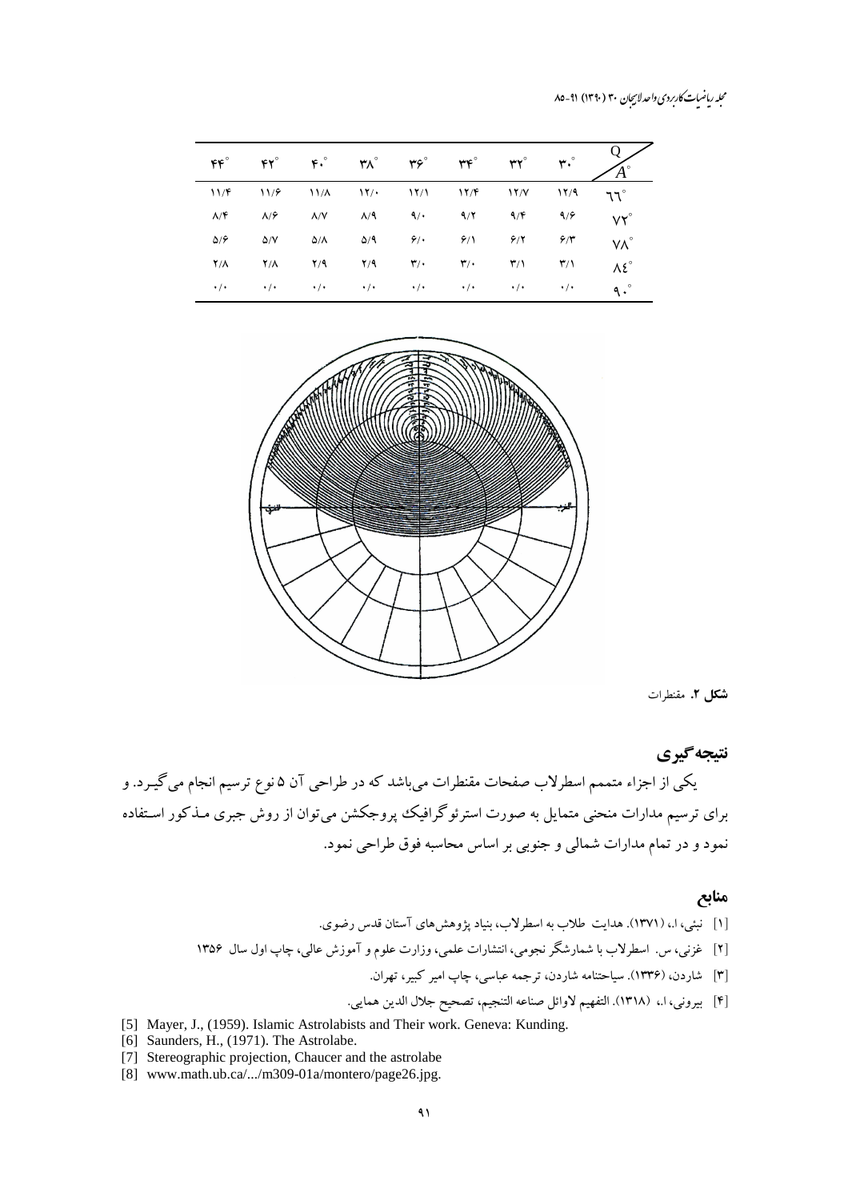| ۴۴° | ۴۲° | ۴۰° | ۳۸° | ۳۶° | ۳۴° | ۳۲° | ۳۰° | Q / $A^\circ$ |
|---|---|---|---|---|---|---|---|---|
| ۱۱/۴ | ۱۱/۶ | ۱۱/۸ | ۱۲/۰ | ۱۲/۱ | ۱۲/۴ | ۱۲/۷ | ۱۲/۹ | ٦٦° |
| ۸/۴ | ۸/۶ | ۸/۷ | ۸/۹ | ۹/۰ | ۹/۲ | ۹/۴ | ۹/۶ | ۷۲° |
| ۵/۶ | ۵/۷ | ۵/۸ | ۵/۹ | ۶/۰ | ۶/۱ | ۶/۲ | ۶/۳ | ۷۸° |
| ۲/۸ | ۲/۸ | ۲/۹ | ۲/۹ | ۳/۰ | ۳/۰ | ۳/۱ | ۳/۱ | ۸٤° |
| ۰/۰ | ۰/۰ | ۰/۰ | ۰/۰ | ۰/۰ | ۰/۰ | ۰/۰ | ۰/۰ | ۹۰° |

**شکل ۲.** مقنطرات

## نتیجه‌گیری

یکی از اجزاء متمم اسطرلاب صفحات مقنطرات می‌باشد که در طراحی آن ۵ نوع ترسیم انجام می‌گیرد. و برای ترسیم مدارات منحنی متمایل به صورت استرئوگرافیک پروجکشن می‌توان از روش جبری مذکور استفاده نمود و در تمام مدارات شمالی و جنوبی بر اساس محاسبه فوق طراحی نمود.

## منابع

[۱] نبئی، ا.، (۱۳۷۱). هدایت طلاب به اسطرلاب، بنیاد پژوهش‌های آستان قدس رضوی.

[۲] غزنی، س. اسطرلاب با شمارشگر نجومی، انتشارات علمی، وزارت علوم و آموزش عالی، چاپ اول سال ۱۳۵۶

[۳] شاردن، (۱۳۳۶). سیاحتنامه شاردن، ترجمه عباسی، چاپ امیر کبیر، تهران.

[۴] بیرونی، ا.، (۱۳۱۸). التفهیم لاوائل صناعه التنجیم، تصحیح جلال الدین همایی.

[5] Mayer, J., (1959). Islamic Astrolabists and Their work. Geneva: Kunding.

[6] Saunders, H., (1971). The Astrolabe.

[7] Stereographic projection, Chaucer and the astrolabe

[8] www.math.ub.ca/.../m309-01a/montero/page26.jpg.